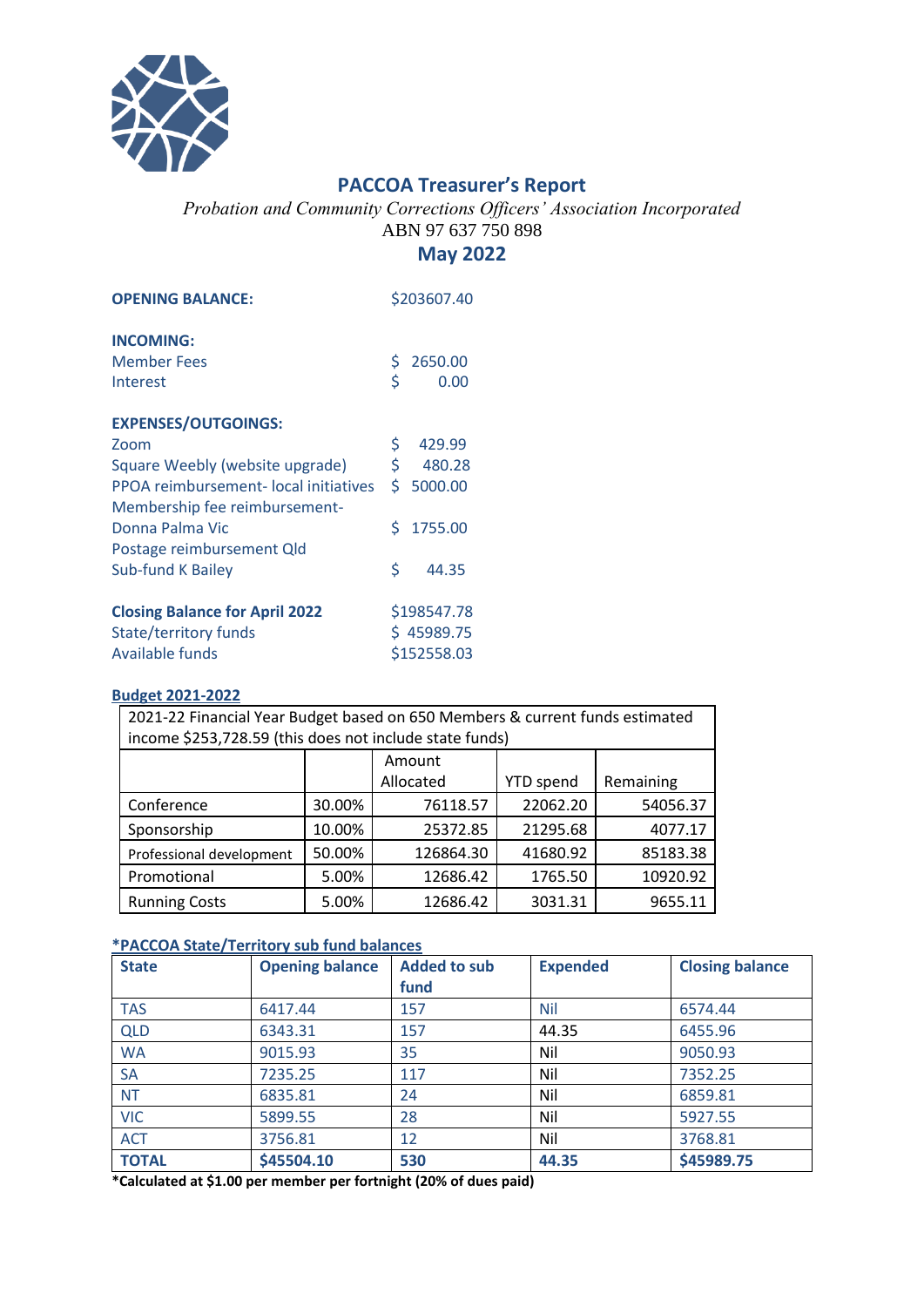# PACCOA Treasurer's Report

*Probation and Community Corrections Officers' Association Incorporated*

ABN 97 637 750 898

## May 2022

**OPENING BALANCE:** $203607.40

**INCOMING:**

| | |
|---|---|
| Member Fees | $ 2650.00 |
| Interest | $ 0.00 |

**EXPENSES/OUTGOINGS:**

| | |
|---|---|
| Zoom | $ 429.99 |
| Square Weebly (website upgrade) | $ 480.28 |
| PPOA reimbursement- local initiatives | $ 5000.00 |
| Membership fee reimbursement- Donna Palma Vic | $ 1755.00 |
| Postage reimbursement Qld Sub-fund K Bailey | $ 44.35 |

| | |
|---|---|
| **Closing Balance for April 2022** | $198547.78 |
| State/territory funds | $ 45989.75 |
| Available funds | $152558.03 |

### Budget 2021-2022

2021-22 Financial Year Budget based on 650 Members & current funds estimated income $253,728.59 (this does not include state funds)

| | | Amount Allocated | YTD spend | Remaining |
|---|---|---|---|---|
| Conference | 30.00% | 76118.57 | 22062.20 | 54056.37 |
| Sponsorship | 10.00% | 25372.85 | 21295.68 | 4077.17 |
| Professional development | 50.00% | 126864.30 | 41680.92 | 85183.38 |
| Promotional | 5.00% | 12686.42 | 1765.50 | 10920.92 |
| Running Costs | 5.00% | 12686.42 | 3031.31 | 9655.11 |

### *PACCOA State/Territory sub fund balances

| State | Opening balance | Added to sub fund | Expended | Closing balance |
|---|---|---|---|---|
| TAS | 6417.44 | 157 | Nil | 6574.44 |
| QLD | 6343.31 | 157 | 44.35 | 6455.96 |
| WA | 9015.93 | 35 | Nil | 9050.93 |
| SA | 7235.25 | 117 | Nil | 7352.25 |
| NT | 6835.81 | 24 | Nil | 6859.81 |
| VIC | 5899.55 | 28 | Nil | 5927.55 |
| ACT | 3756.81 | 12 | Nil | 3768.81 |
| **TOTAL** | **$45504.10** | **530** | **44.35** | **$45989.75** |

***Calculated at $1.00 per member per fortnight (20% of dues paid)**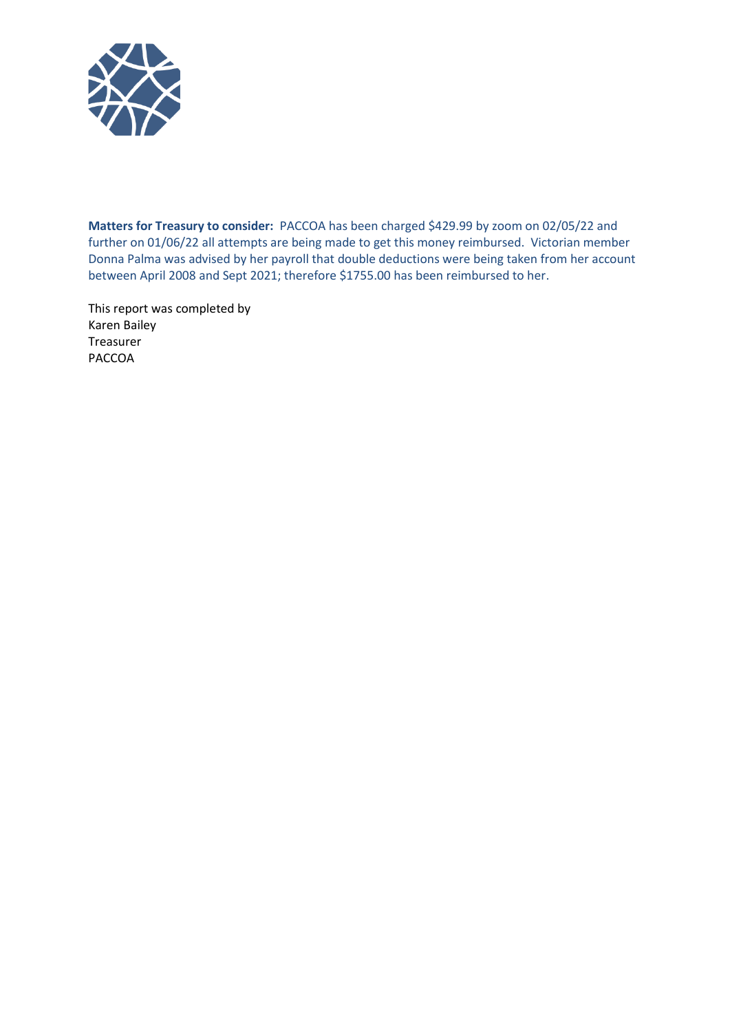**Matters for Treasury to consider:** PACCOA has been charged $429.99 by zoom on 02/05/22 and further on 01/06/22 all attempts are being made to get this money reimbursed. Victorian member Donna Palma was advised by her payroll that double deductions were being taken from her account between April 2008 and Sept 2021; therefore $1755.00 has been reimbursed to her.

This report was completed by
Karen Bailey
Treasurer
PACCOA